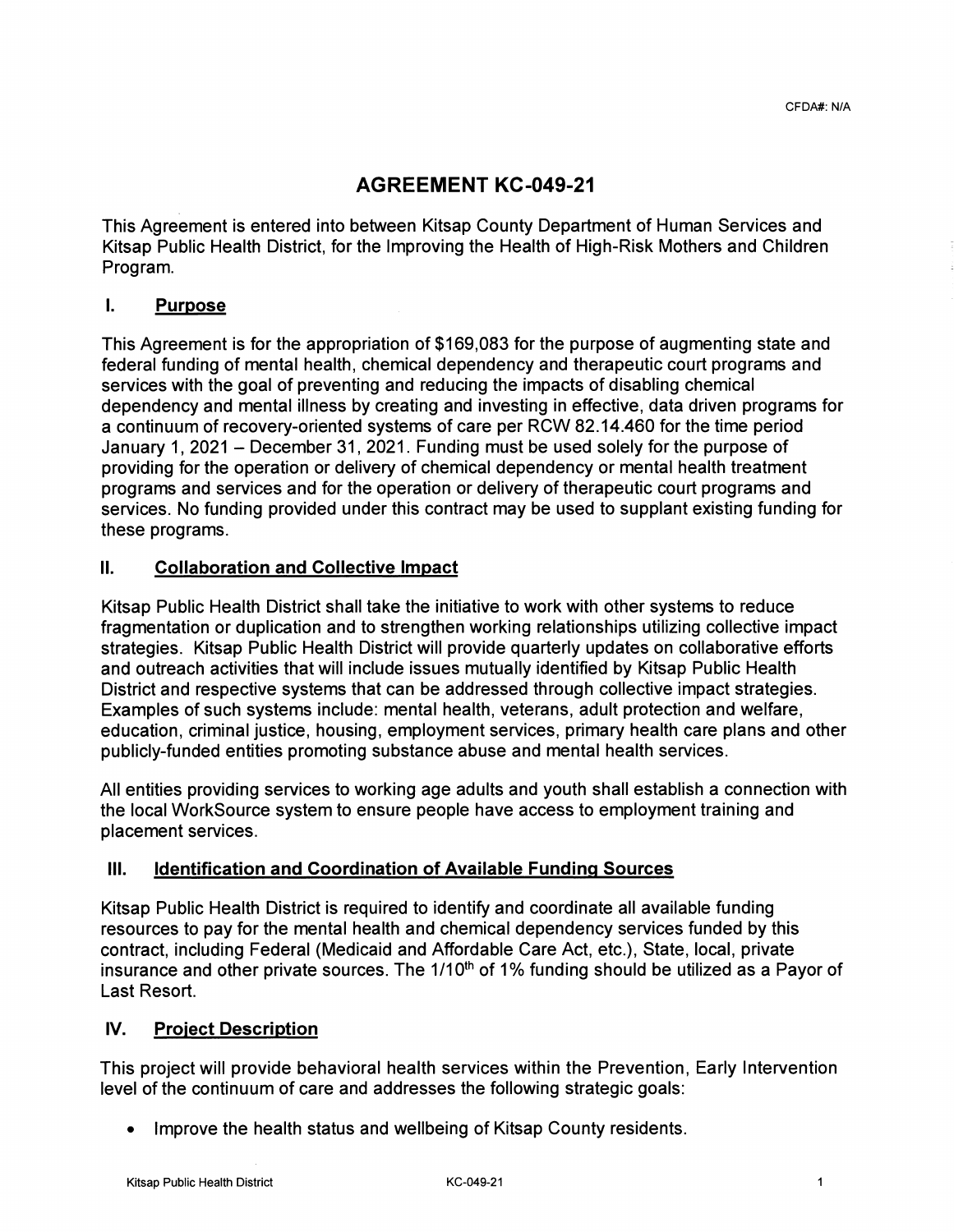CFDA#: N/A

# AGREEMENT KC-049-21

This Agreement is entered into between Kitsap County Department of Human Services and Kitsap Public Health District, for the Improving the Health of High-Risk Mothers and Children Program.

## I. Purpose

This Agreement is for the appropriation of $169,083 for the purpose of augmenting state and federal funding of mental health, chemical dependency and therapeutic court programs and services with the goal of preventing and reducing the impacts of disabling chemical dependency and mental illness by creating and investing in effective, data driven programs for a continuum of recovery-oriented systems of care per RCW 82.14.460 for the time period January 1, 2021 – December 31, 2021. Funding must be used solely for the purpose of providing for the operation or delivery of chemical dependency or mental health treatment programs and services and for the operation or delivery of therapeutic court programs and services. No funding provided under this contract may be used to supplant existing funding for these programs.

## II. Collaboration and Collective Impact

Kitsap Public Health District shall take the initiative to work with other systems to reduce fragmentation or duplication and to strengthen working relationships utilizing collective impact strategies. Kitsap Public Health District will provide quarterly updates on collaborative efforts and outreach activities that will include issues mutually identified by Kitsap Public Health District and respective systems that can be addressed through collective impact strategies. Examples of such systems include: mental health, veterans, adult protection and welfare, education, criminal justice, housing, employment services, primary health care plans and other publicly-funded entities promoting substance abuse and mental health services.

All entities providing services to working age adults and youth shall establish a connection with the local WorkSource system to ensure people have access to employment training and placement services.

## III. Identification and Coordination of Available Funding Sources

Kitsap Public Health District is required to identify and coordinate all available funding resources to pay for the mental health and chemical dependency services funded by this contract, including Federal (Medicaid and Affordable Care Act, etc.), State, local, private insurance and other private sources. The 1/10th of 1% funding should be utilized as a Payor of Last Resort.

## IV. Project Description

This project will provide behavioral health services within the Prevention, Early Intervention level of the continuum of care and addresses the following strategic goals:

- Improve the health status and wellbeing of Kitsap County residents.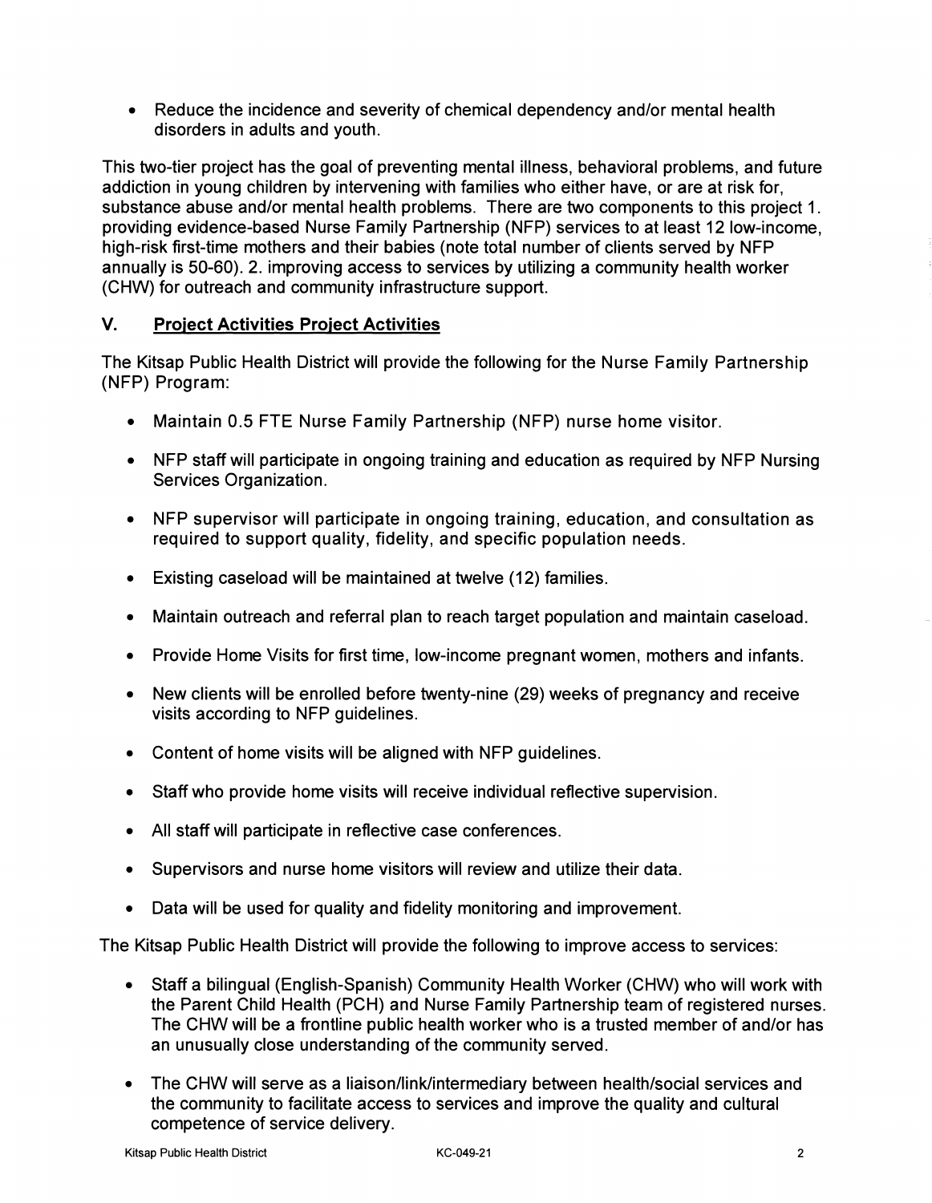- Reduce the incidence and severity of chemical dependency and/or mental health disorders in adults and youth.

This two-tier project has the goal of preventing mental illness, behavioral problems, and future addiction in young children by intervening with families who either have, or are at risk for, substance abuse and/or mental health problems. There are two components to this project 1. providing evidence-based Nurse Family Partnership (NFP) services to at least 12 low-income, high-risk first-time mothers and their babies (note total number of clients served by NFP annually is 50-60). 2. improving access to services by utilizing a community health worker (CHW) for outreach and community infrastructure support.

## V. Project Activities Project Activities

The Kitsap Public Health District will provide the following for the Nurse Family Partnership (NFP) Program:

- Maintain 0.5 FTE Nurse Family Partnership (NFP) nurse home visitor.
- NFP staff will participate in ongoing training and education as required by NFP Nursing Services Organization.
- NFP supervisor will participate in ongoing training, education, and consultation as required to support quality, fidelity, and specific population needs.
- Existing caseload will be maintained at twelve (12) families.
- Maintain outreach and referral plan to reach target population and maintain caseload.
- Provide Home Visits for first time, low-income pregnant women, mothers and infants.
- New clients will be enrolled before twenty-nine (29) weeks of pregnancy and receive visits according to NFP guidelines.
- Content of home visits will be aligned with NFP guidelines.
- Staff who provide home visits will receive individual reflective supervision.
- All staff will participate in reflective case conferences.
- Supervisors and nurse home visitors will review and utilize their data.
- Data will be used for quality and fidelity monitoring and improvement.

The Kitsap Public Health District will provide the following to improve access to services:

- Staff a bilingual (English-Spanish) Community Health Worker (CHW) who will work with the Parent Child Health (PCH) and Nurse Family Partnership team of registered nurses. The CHW will be a frontline public health worker who is a trusted member of and/or has an unusually close understanding of the community served.
- The CHW will serve as a liaison/link/intermediary between health/social services and the community to facilitate access to services and improve the quality and cultural competence of service delivery.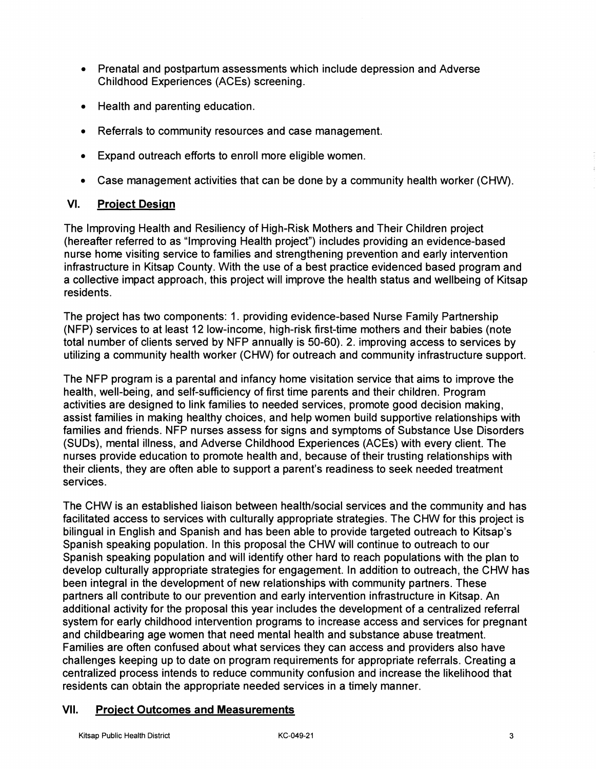- Prenatal and postpartum assessments which include depression and Adverse Childhood Experiences (ACEs) screening.
- Health and parenting education.
- Referrals to community resources and case management.
- Expand outreach efforts to enroll more eligible women.
- Case management activities that can be done by a community health worker (CHW).

## VI. Project Design

The Improving Health and Resiliency of High-Risk Mothers and Their Children project (hereafter referred to as "Improving Health project") includes providing an evidence-based nurse home visiting service to families and strengthening prevention and early intervention infrastructure in Kitsap County. With the use of a best practice evidenced based program and a collective impact approach, this project will improve the health status and wellbeing of Kitsap residents.

The project has two components: 1. providing evidence-based Nurse Family Partnership (NFP) services to at least 12 low-income, high-risk first-time mothers and their babies (note total number of clients served by NFP annually is 50-60). 2. improving access to services by utilizing a community health worker (CHW) for outreach and community infrastructure support.

The NFP program is a parental and infancy home visitation service that aims to improve the health, well-being, and self-sufficiency of first time parents and their children. Program activities are designed to link families to needed services, promote good decision making, assist families in making healthy choices, and help women build supportive relationships with families and friends. NFP nurses assess for signs and symptoms of Substance Use Disorders (SUDs), mental illness, and Adverse Childhood Experiences (ACEs) with every client. The nurses provide education to promote health and, because of their trusting relationships with their clients, they are often able to support a parent's readiness to seek needed treatment services.

The CHW is an established liaison between health/social services and the community and has facilitated access to services with culturally appropriate strategies. The CHW for this project is bilingual in English and Spanish and has been able to provide targeted outreach to Kitsap's Spanish speaking population. In this proposal the CHW will continue to outreach to our Spanish speaking population and will identify other hard to reach populations with the plan to develop culturally appropriate strategies for engagement. In addition to outreach, the CHW has been integral in the development of new relationships with community partners. These partners all contribute to our prevention and early intervention infrastructure in Kitsap. An additional activity for the proposal this year includes the development of a centralized referral system for early childhood intervention programs to increase access and services for pregnant and childbearing age women that need mental health and substance abuse treatment. Families are often confused about what services they can access and providers also have challenges keeping up to date on program requirements for appropriate referrals. Creating a centralized process intends to reduce community confusion and increase the likelihood that residents can obtain the appropriate needed services in a timely manner.

## VII. Project Outcomes and Measurements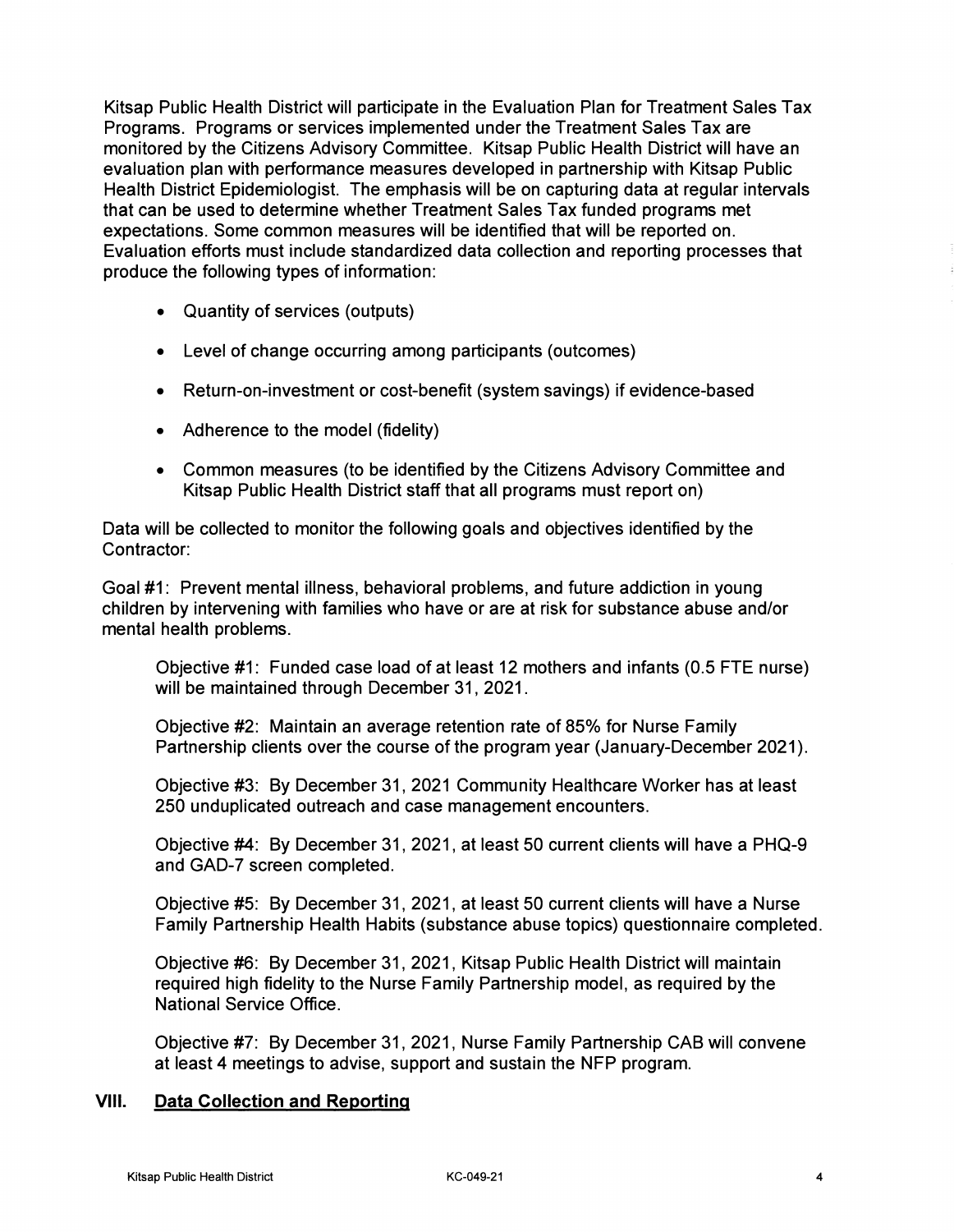Kitsap Public Health District will participate in the Evaluation Plan for Treatment Sales Tax Programs. Programs or services implemented under the Treatment Sales Tax are monitored by the Citizens Advisory Committee. Kitsap Public Health District will have an evaluation plan with performance measures developed in partnership with Kitsap Public Health District Epidemiologist. The emphasis will be on capturing data at regular intervals that can be used to determine whether Treatment Sales Tax funded programs met expectations. Some common measures will be identified that will be reported on. Evaluation efforts must include standardized data collection and reporting processes that produce the following types of information:

- Quantity of services (outputs)
- Level of change occurring among participants (outcomes)
- Return-on-investment or cost-benefit (system savings) if evidence-based
- Adherence to the model (fidelity)
- Common measures (to be identified by the Citizens Advisory Committee and Kitsap Public Health District staff that all programs must report on)

Data will be collected to monitor the following goals and objectives identified by the Contractor:

Goal #1: Prevent mental illness, behavioral problems, and future addiction in young children by intervening with families who have or are at risk for substance abuse and/or mental health problems.

Objective #1: Funded case load of at least 12 mothers and infants (0.5 FTE nurse) will be maintained through December 31, 2021.

Objective #2: Maintain an average retention rate of 85% for Nurse Family Partnership clients over the course of the program year (January-December 2021).

Objective #3: By December 31, 2021 Community Healthcare Worker has at least 250 unduplicated outreach and case management encounters.

Objective #4: By December 31, 2021, at least 50 current clients will have a PHQ-9 and GAD-7 screen completed.

Objective #5: By December 31, 2021, at least 50 current clients will have a Nurse Family Partnership Health Habits (substance abuse topics) questionnaire completed.

Objective #6: By December 31, 2021, Kitsap Public Health District will maintain required high fidelity to the Nurse Family Partnership model, as required by the National Service Office.

Objective #7: By December 31, 2021, Nurse Family Partnership CAB will convene at least 4 meetings to advise, support and sustain the NFP program.

## VIII. <u>Data Collection and Reporting</u>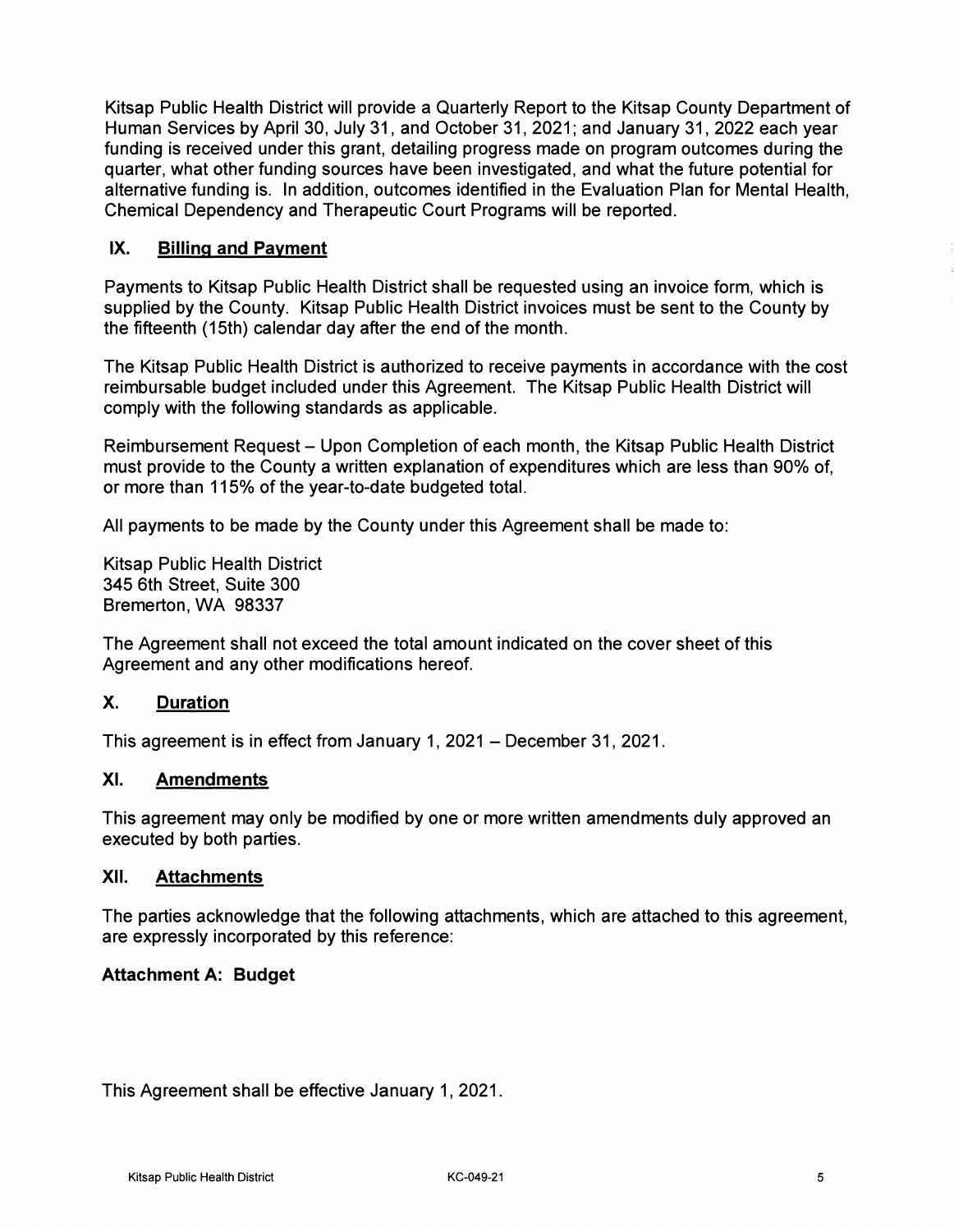Kitsap Public Health District will provide a Quarterly Report to the Kitsap County Department of Human Services by April 30, July 31, and October 31, 2021; and January 31, 2022 each year funding is received under this grant, detailing progress made on program outcomes during the quarter, what other funding sources have been investigated, and what the future potential for alternative funding is. In addition, outcomes identified in the Evaluation Plan for Mental Health, Chemical Dependency and Therapeutic Court Programs will be reported.

## IX. Billing and Payment

Payments to Kitsap Public Health District shall be requested using an invoice form, which is supplied by the County. Kitsap Public Health District invoices must be sent to the County by the fifteenth (15th) calendar day after the end of the month.

The Kitsap Public Health District is authorized to receive payments in accordance with the cost reimbursable budget included under this Agreement. The Kitsap Public Health District will comply with the following standards as applicable.

Reimbursement Request – Upon Completion of each month, the Kitsap Public Health District must provide to the County a written explanation of expenditures which are less than 90% of, or more than 115% of the year-to-date budgeted total.

All payments to be made by the County under this Agreement shall be made to:

Kitsap Public Health District
345 6th Street, Suite 300
Bremerton, WA 98337

The Agreement shall not exceed the total amount indicated on the cover sheet of this Agreement and any other modifications hereof.

## X. Duration

This agreement is in effect from January 1, 2021 – December 31, 2021.

## XI. Amendments

This agreement may only be modified by one or more written amendments duly approved an executed by both parties.

## XII. Attachments

The parties acknowledge that the following attachments, which are attached to this agreement, are expressly incorporated by this reference:

**Attachment A: Budget**

This Agreement shall be effective January 1, 2021.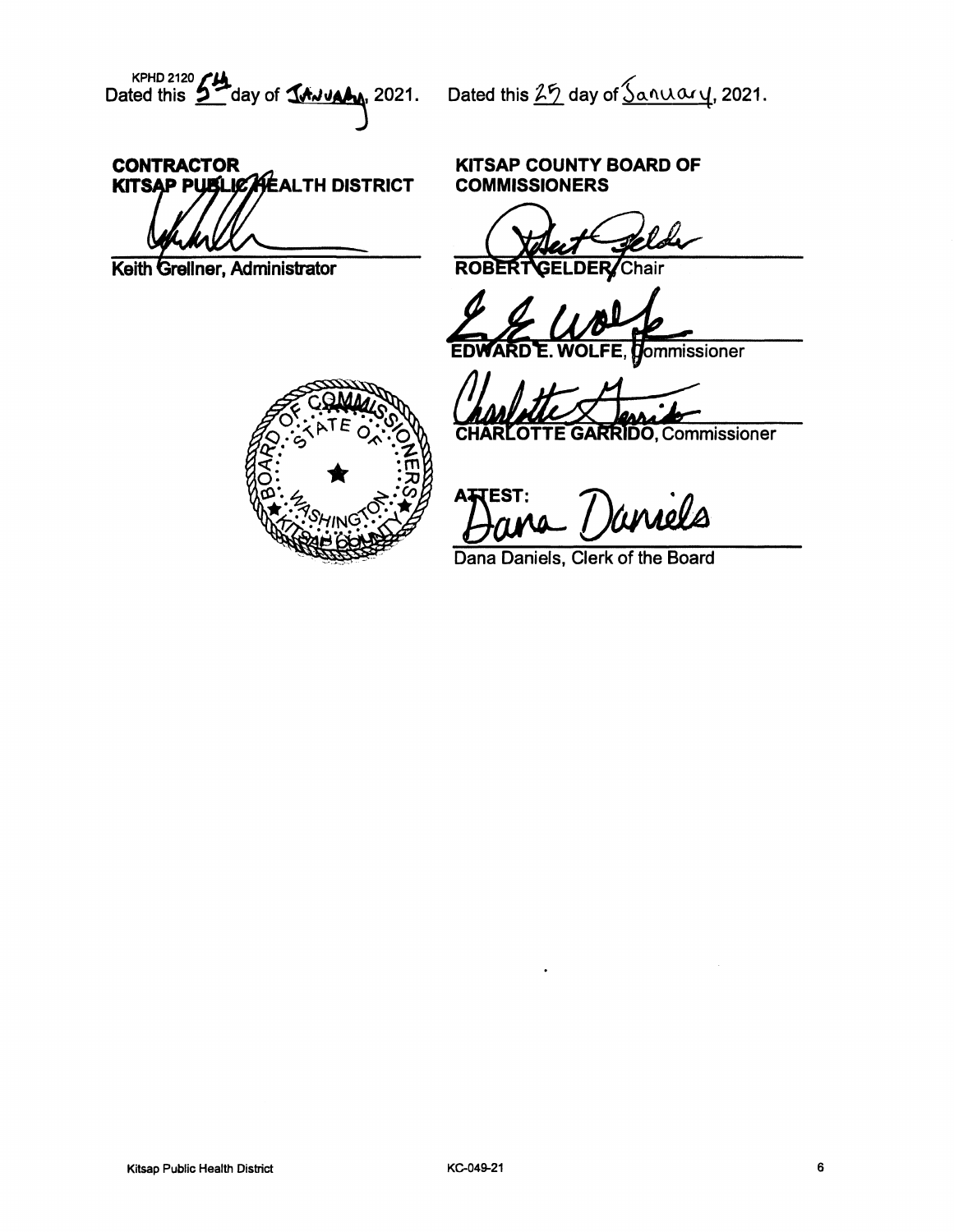KPHD 2120

Dated this 5th day of January, 2021.

**CONTRACTOR**
**KITSAP PUBLIC HEALTH DISTRICT**

**Keith Grellner, Administrator**

Dated this 25 day of January, 2021.

**KITSAP COUNTY BOARD OF COMMISSIONERS**

**ROBERT GELDER**, Chair

**EDWARD E. WOLFE**, Commissioner

**CHARLOTTE GARRIDO**, Commissioner

**ATTEST:**

Dana Daniels, Clerk of the Board

Kitsap Public Health District

KC-049-21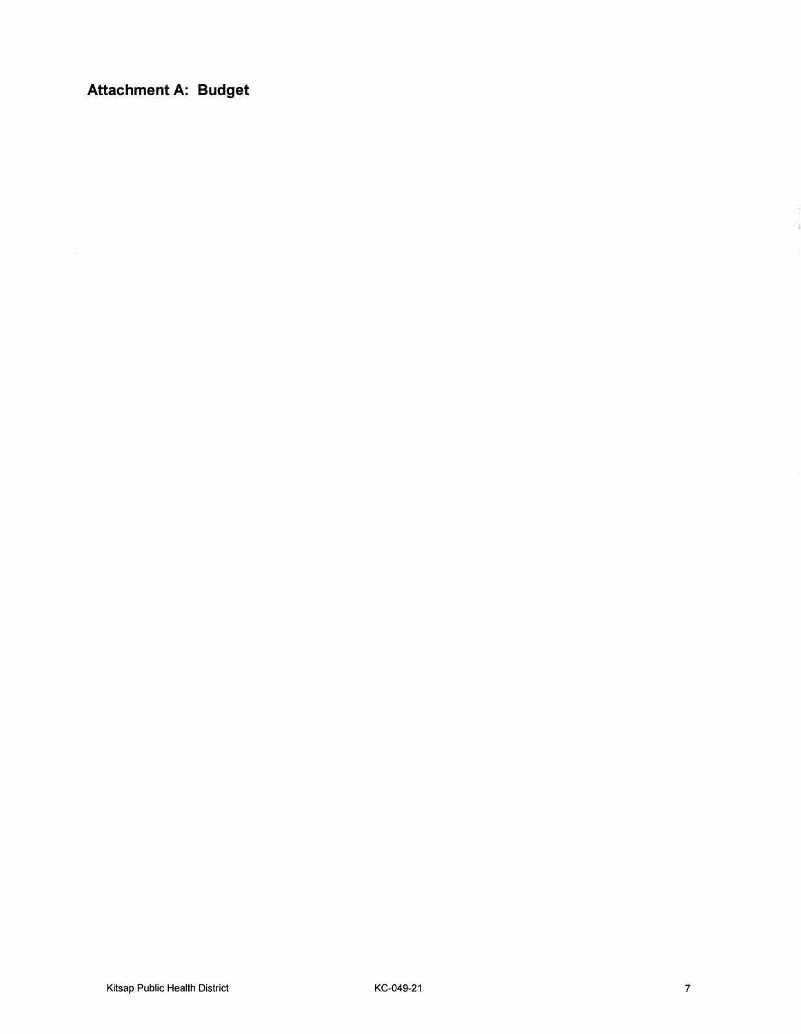## Attachment A: Budget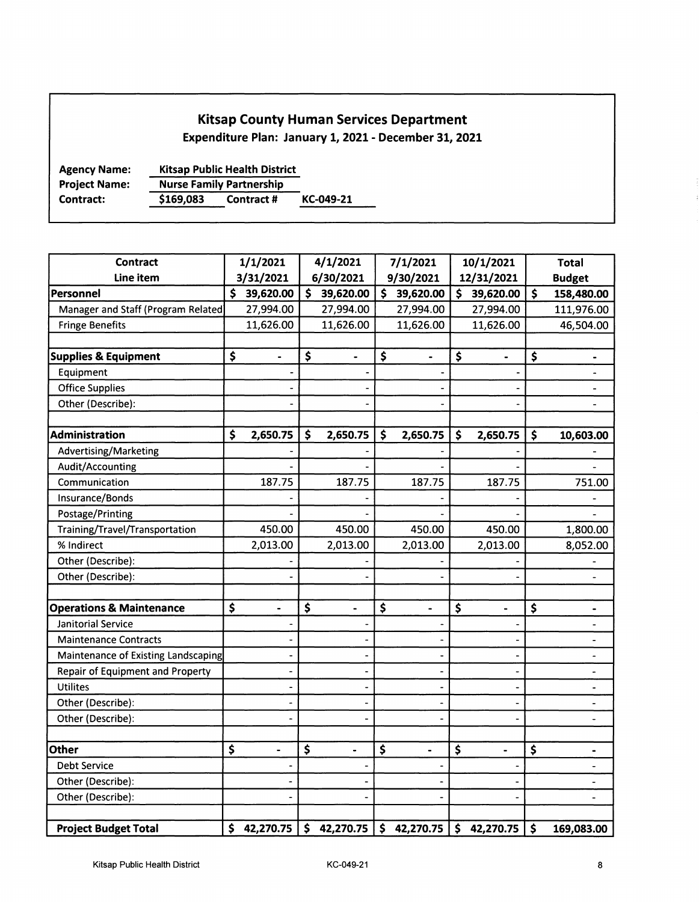## Kitsap County Human Services Department

**Expenditure Plan: January 1, 2021 - December 31, 2021**

**Agency Name:** Kitsap Public Health District
**Project Name:** Nurse Family Partnership
**Contract:** $169,083 **Contract #** KC-049-21

| Contract Line item | 1/1/2021 3/31/2021 | 4/1/2021 6/30/2021 | 7/1/2021 9/30/2021 | 10/1/2021 12/31/2021 | Total Budget |
|---|---|---|---|---|---|
| **Personnel** | **$ 39,620.00** | **$ 39,620.00** | **$ 39,620.00** | **$ 39,620.00** | **$ 158,480.00** |
| Manager and Staff (Program Related) | 27,994.00 | 27,994.00 | 27,994.00 | 27,994.00 | 111,976.00 |
| Fringe Benefits | 11,626.00 | 11,626.00 | 11,626.00 | 11,626.00 | 46,504.00 |
| | | | | | |
| **Supplies & Equipment** | **$ -** | **$ -** | **$ -** | **$ -** | **$ -** |
| Equipment | - | - | - | - | - |
| Office Supplies | - | - | - | - | - |
| Other (Describe): | - | - | - | - | - |
| | | | | | |
| **Administration** | **$ 2,650.75** | **$ 2,650.75** | **$ 2,650.75** | **$ 2,650.75** | **$ 10,603.00** |
| Advertising/Marketing | - | - | - | - | - |
| Audit/Accounting | - | - | - | - | - |
| Communication | 187.75 | 187.75 | 187.75 | 187.75 | 751.00 |
| Insurance/Bonds | - | - | - | - | - |
| Postage/Printing | - | - | - | - | - |
| Training/Travel/Transportation | 450.00 | 450.00 | 450.00 | 450.00 | 1,800.00 |
| % Indirect | 2,013.00 | 2,013.00 | 2,013.00 | 2,013.00 | 8,052.00 |
| Other (Describe): | - | - | - | - | - |
| Other (Describe): | - | - | - | - | - |
| | | | | | |
| **Operations & Maintenance** | **$ -** | **$ -** | **$ -** | **$ -** | **$ -** |
| Janitorial Service | - | - | - | - | - |
| Maintenance Contracts | - | - | - | - | - |
| Maintenance of Existing Landscaping | - | - | - | - | - |
| Repair of Equipment and Property | - | - | - | - | - |
| Utilites | - | - | - | - | - |
| Other (Describe): | - | - | - | - | - |
| Other (Describe): | - | - | - | - | - |
| | | | | | |
| **Other** | **$ -** | **$ -** | **$ -** | **$ -** | **$ -** |
| Debt Service | - | - | - | - | - |
| Other (Describe): | - | - | - | - | - |
| Other (Describe): | - | - | - | - | - |
| | | | | | |
| **Project Budget Total** | **$ 42,270.75** | **$ 42,270.75** | **$ 42,270.75** | **$ 42,270.75** | **$ 169,083.00** |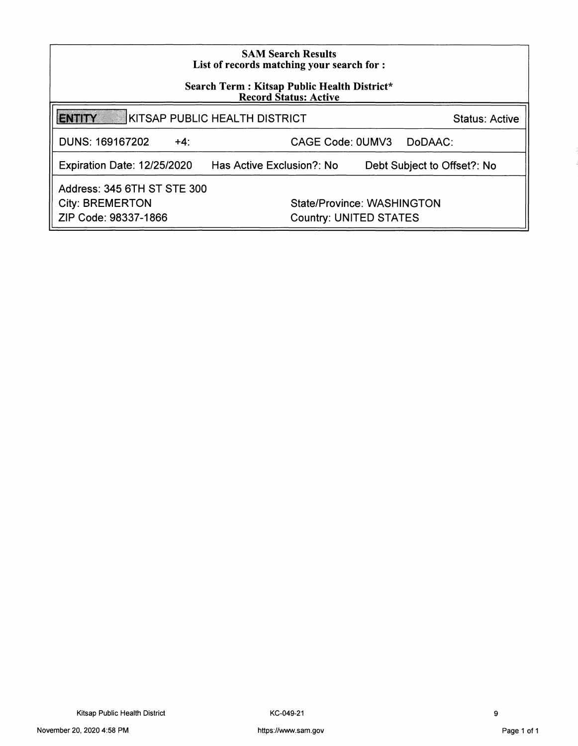**SAM Search Results**
**List of records matching your search for :**

**Search Term : Kitsap Public Health District***
**Record Status: Active**

| | | |
|---|---|---|
| **ENTITY** KITSAP PUBLIC HEALTH DISTRICT | | Status: Active |
| DUNS: 169167202 +4: | CAGE Code: 0UMV3 | DoDAAC: |
| Expiration Date: 12/25/2020 | Has Active Exclusion?: No | Debt Subject to Offset?: No |
| Address: 345 6TH ST STE 300 | | |
| City: BREMERTON | State/Province: WASHINGTON | |
| ZIP Code: 98337-1866 | Country: UNITED STATES | |